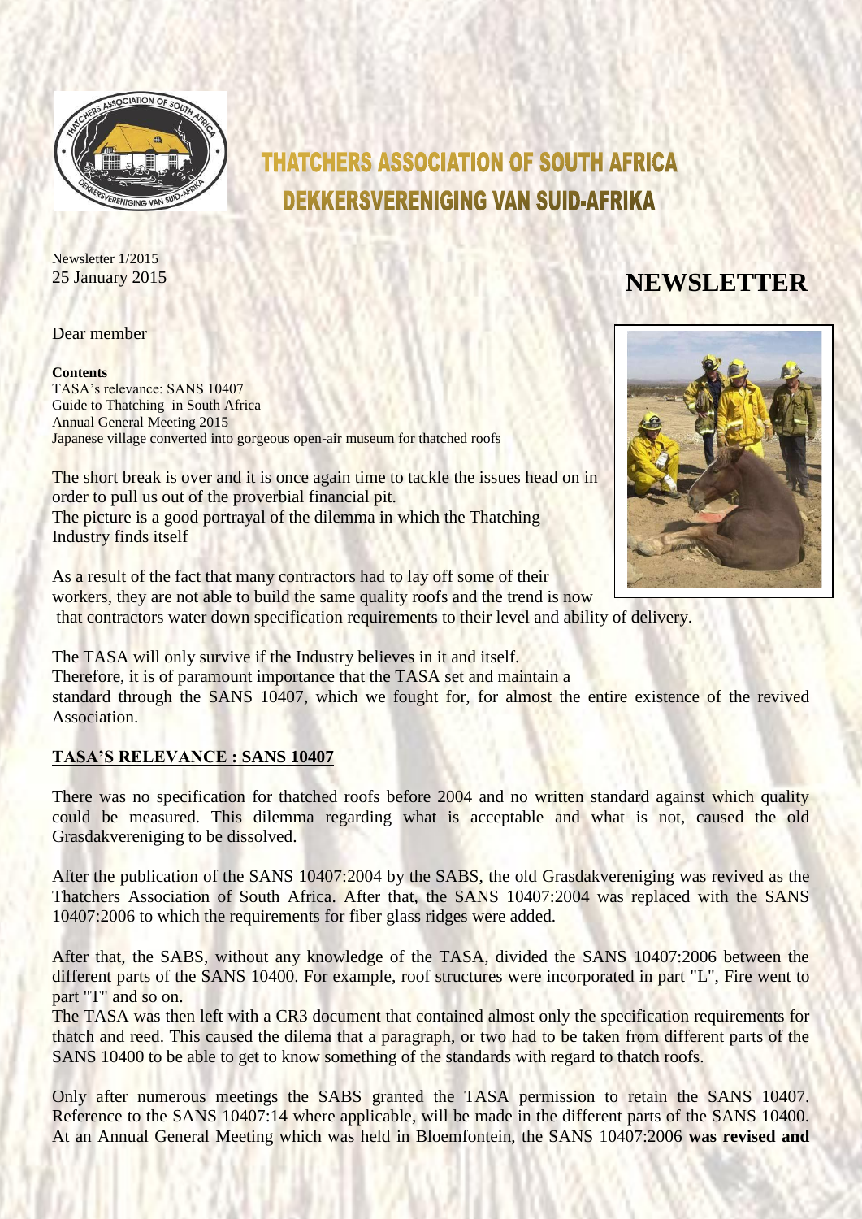# THATCHERS ASSOCIATION OF SOUTH AFRICA
# DEKKERSVERENIGING VAN SUID-AFRIKA

Newsletter 1/2015
25 January 2015

# NEWSLETTER

Dear member

**Contents**
TASA's relevance: SANS 10407
Guide to Thatching in South Africa
Annual General Meeting 2015
Japanese village converted into gorgeous open-air museum for thatched roofs

The short break is over and it is once again time to tackle the issues head on in order to pull us out of the proverbial financial pit.
The picture is a good portrayal of the dilemma in which the Thatching Industry finds itself

As a result of the fact that many contractors had to lay off some of their workers, they are not able to build the same quality roofs and the trend is now that contractors water down specification requirements to their level and ability of delivery.

The TASA will only survive if the Industry believes in it and itself.
Therefore, it is of paramount importance that the TASA set and maintain a standard through the SANS 10407, which we fought for, for almost the entire existence of the revived Association.

## TASA'S RELEVANCE : SANS 10407

There was no specification for thatched roofs before 2004 and no written standard against which quality could be measured. This dilemma regarding what is acceptable and what is not, caused the old Grasdakvereniging to be dissolved.

After the publication of the SANS 10407:2004 by the SABS, the old Grasdakvereniging was revived as the Thatchers Association of South Africa. After that, the SANS 10407:2004 was replaced with the SANS 10407:2006 to which the requirements for fiber glass ridges were added.

After that, the SABS, without any knowledge of the TASA, divided the SANS 10407:2006 between the different parts of the SANS 10400. For example, roof structures were incorporated in part "L", Fire went to part "T" and so on.
The TASA was then left with a CR3 document that contained almost only the specification requirements for thatch and reed. This caused the dilema that a paragraph, or two had to be taken from different parts of the SANS 10400 to be able to get to know something of the standards with regard to thatch roofs.

Only after numerous meetings the SABS granted the TASA permission to retain the SANS 10407. Reference to the SANS 10407:14 where applicable, will be made in the different parts of the SANS 10400. At an Annual General Meeting which was held in Bloemfontein, the SANS 10407:2006 **was revised and**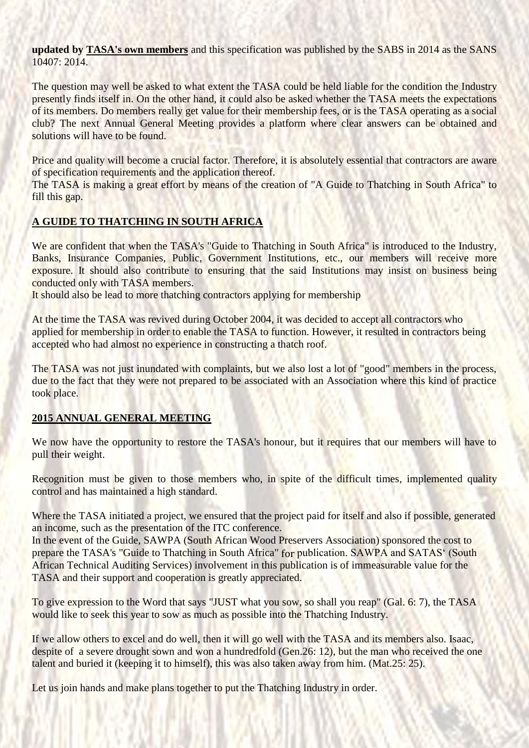**updated by TASA's own members** and this specification was published by the SABS in 2014 as the SANS 10407: 2014.

The question may well be asked to what extent the TASA could be held liable for the condition the Industry presently finds itself in. On the other hand, it could also be asked whether the TASA meets the expectations of its members. Do members really get value for their membership fees, or is the TASA operating as a social club? The next Annual General Meeting provides a platform where clear answers can be obtained and solutions will have to be found.

Price and quality will become a crucial factor. Therefore, it is absolutely essential that contractors are aware of specification requirements and the application thereof.
The TASA is making a great effort by means of the creation of "A Guide to Thatching in South Africa" to fill this gap.

## A GUIDE TO THATCHING IN SOUTH AFRICA

We are confident that when the TASA's "Guide to Thatching in South Africa" is introduced to the Industry, Banks, Insurance Companies, Public, Government Institutions, etc., our members will receive more exposure. It should also contribute to ensuring that the said Institutions may insist on business being conducted only with TASA members.
It should also be lead to more thatching contractors applying for membership

At the time the TASA was revived during October 2004, it was decided to accept all contractors who applied for membership in order to enable the TASA to function. However, it resulted in contractors being accepted who had almost no experience in constructing a thatch roof.

The TASA was not just inundated with complaints, but we also lost a lot of "good" members in the process, due to the fact that they were not prepared to be associated with an Association where this kind of practice took place.

## 2015 ANNUAL GENERAL MEETING

We now have the opportunity to restore the TASA's honour, but it requires that our members will have to pull their weight.

Recognition must be given to those members who, in spite of the difficult times, implemented quality control and has maintained a high standard.

Where the TASA initiated a project, we ensured that the project paid for itself and also if possible, generated an income, such as the presentation of the ITC conference.
In the event of the Guide, SAWPA (South African Wood Preservers Association) sponsored the cost to prepare the TASA's "Guide to Thatching in South Africa" for publication. SAWPA and SATAS' (South African Technical Auditing Services) involvement in this publication is of immeasurable value for the TASA and their support and cooperation is greatly appreciated.

To give expression to the Word that says "JUST what you sow, so shall you reap" (Gal. 6: 7), the TASA would like to seek this year to sow as much as possible into the Thatching Industry.

If we allow others to excel and do well, then it will go well with the TASA and its members also. Isaac, despite of a severe drought sown and won a hundredfold (Gen.26: 12), but the man who received the one talent and buried it (keeping it to himself), this was also taken away from him. (Mat.25: 25).

Let us join hands and make plans together to put the Thatching Industry in order.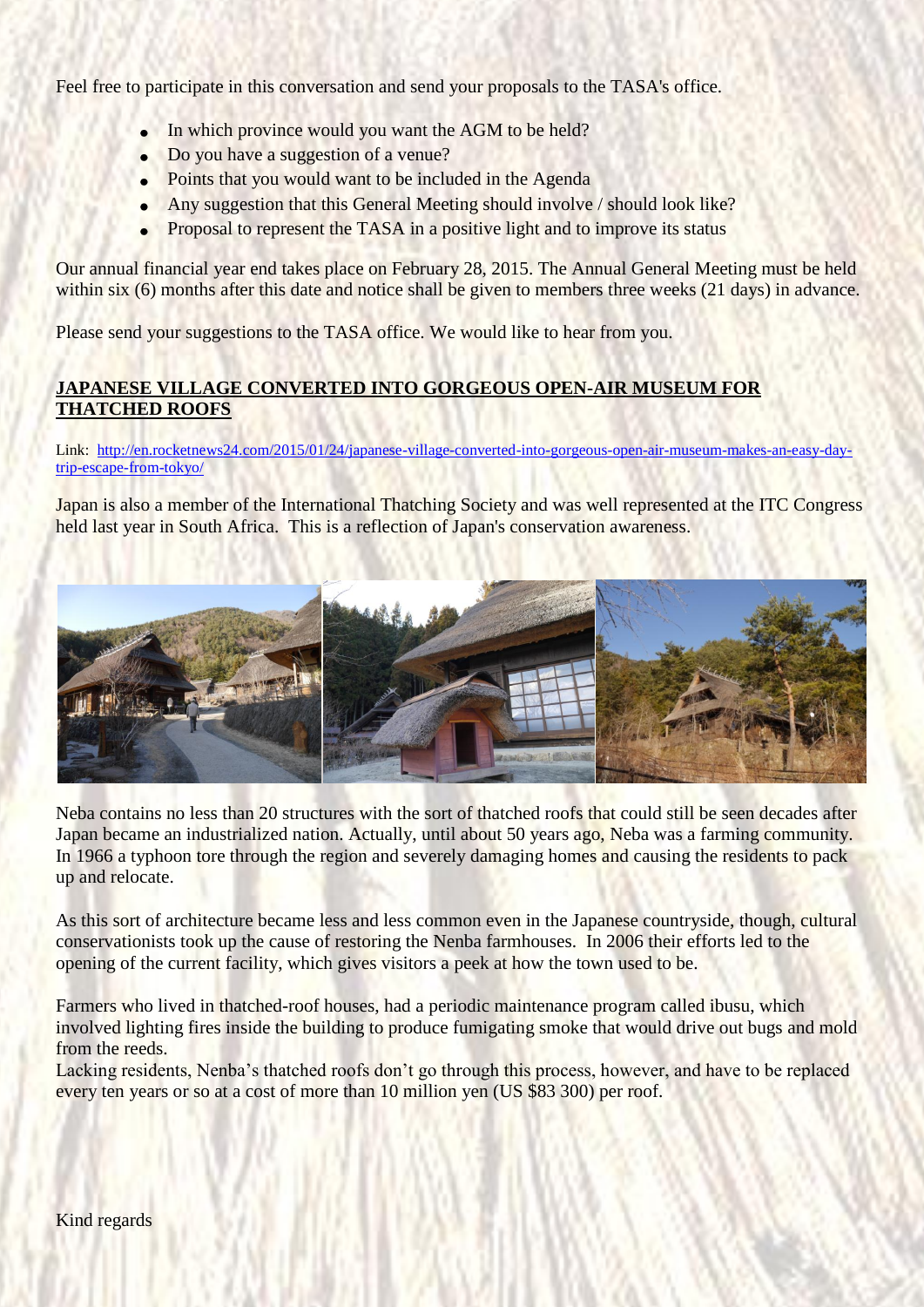Feel free to participate in this conversation and send your proposals to the TASA's office.

- In which province would you want the AGM to be held?
- Do you have a suggestion of a venue?
- Points that you would want to be included in the Agenda
- Any suggestion that this General Meeting should involve / should look like?
- Proposal to represent the TASA in a positive light and to improve its status

Our annual financial year end takes place on February 28, 2015. The Annual General Meeting must be held within six (6) months after this date and notice shall be given to members three weeks (21 days) in advance.

Please send your suggestions to the TASA office. We would like to hear from you.

## JAPANESE VILLAGE CONVERTED INTO GORGEOUS OPEN-AIR MUSEUM FOR THATCHED ROOFS

Link: http://en.rocketnews24.com/2015/01/24/japanese-village-converted-into-gorgeous-open-air-museum-makes-an-easy-day-trip-escape-from-tokyo/

Japan is also a member of the International Thatching Society and was well represented at the ITC Congress held last year in South Africa. This is a reflection of Japan's conservation awareness.

Neba contains no less than 20 structures with the sort of thatched roofs that could still be seen decades after Japan became an industrialized nation. Actually, until about 50 years ago, Neba was a farming community. In 1966 a typhoon tore through the region and severely damaging homes and causing the residents to pack up and relocate.

As this sort of architecture became less and less common even in the Japanese countryside, though, cultural conservationists took up the cause of restoring the Nenba farmhouses. In 2006 their efforts led to the opening of the current facility, which gives visitors a peek at how the town used to be.

Farmers who lived in thatched-roof houses, had a periodic maintenance program called ibusu, which involved lighting fires inside the building to produce fumigating smoke that would drive out bugs and mold from the reeds.
Lacking residents, Nenba's thatched roofs don't go through this process, however, and have to be replaced every ten years or so at a cost of more than 10 million yen (US $83 300) per roof.

Kind regards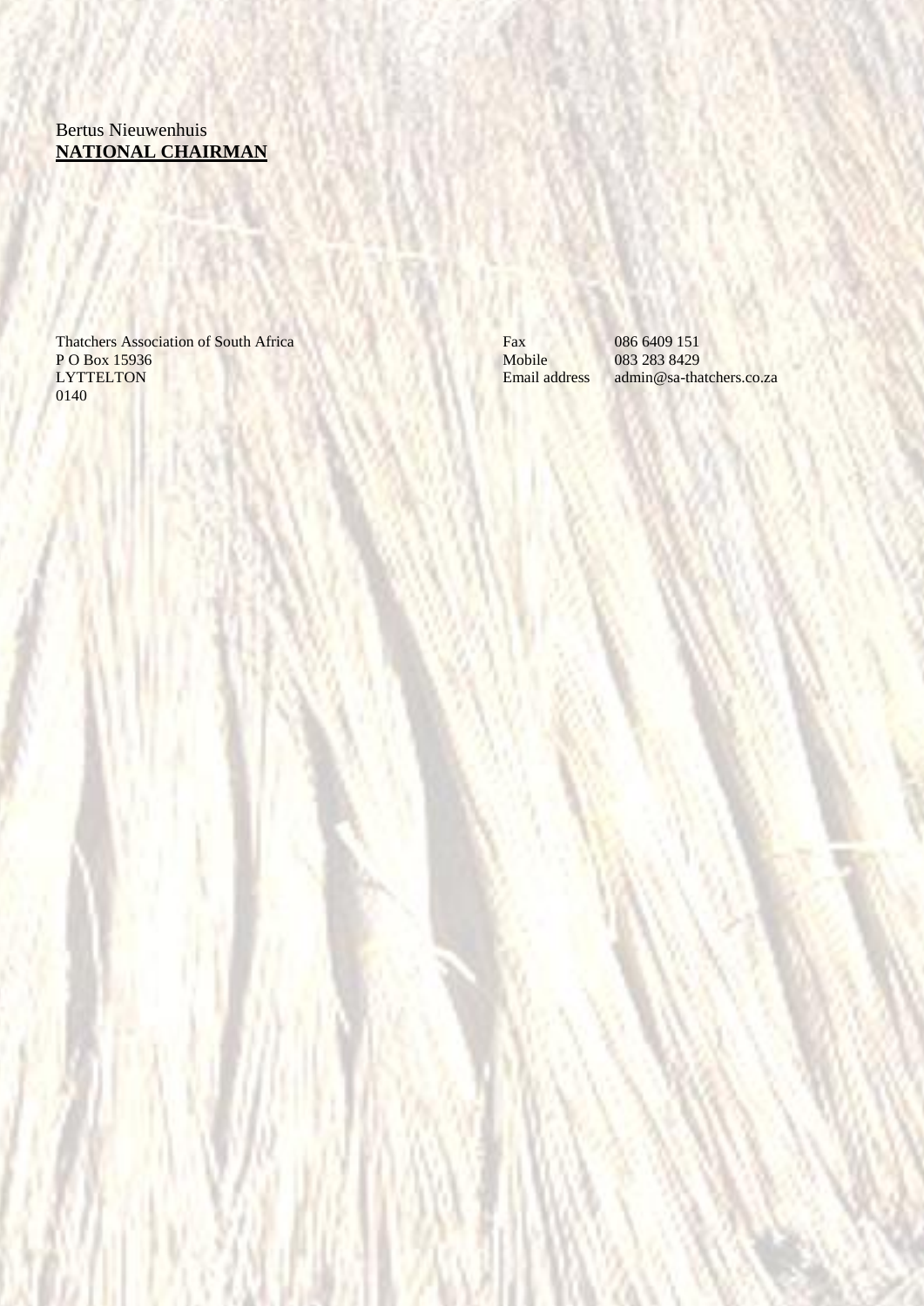Bertus Nieuwenhuis
**NATIONAL CHAIRMAN**

Thatchers Association of South Africa
P O Box 15936
LYTTELTON
0140

| | |
|---|---|
| Fax | 086 6409 151 |
| Mobile | 083 283 8429 |
| Email address | admin@sa-thatchers.co.za |